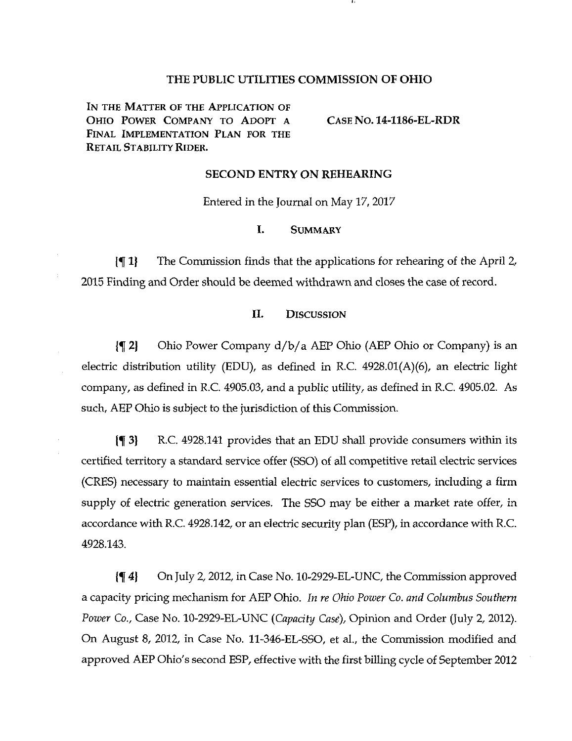# THE PUBLIC UTILITIES COMMISSION OF OHIO

IN THE MATTER OF THE APPLICATION OF OHIO POWER COMPANY TO ADOPT A FINAL IMPLEMENTATION PLAN FOR THE RETAIL STABILITY RIDER.

CASE NO. 14-1186-EL-RDR

## SECOND ENTRY ON REHEARING

Entered in the Journal on May 17, 2017

## I. SUMMARY

{¶ 1} The Commission finds that the applications for rehearing of the April 2, 2015 Finding and Order should be deemed withdrawn and closes the case of record.

## II. DISCUSSION

{¶ 2} Ohio Power Company d/b/a AEP Ohio (AEP Ohio or Company) is an electric distribution utility (EDU), as defined in R.C. 4928.01(A)(6), an electric light company, as defined in R.C. 4905.03, and a public utility, as defined in R.C. 4905.02. As such, AEP Ohio is subject to the jurisdiction of this Commission.

{¶ 3} R.C. 4928.141 provides that an EDU shall provide consumers within its certified territory a standard service offer (SSO) of all competitive retail electric services (CRES) necessary to maintain essential electric services to customers, including a firm supply of electric generation services. The SSO may be either a market rate offer, in accordance with R.C. 4928.142, or an electric security plan (ESP), in accordance with R.C. 4928.143.

{¶ 4} On July 2, 2012, in Case No. 10-2929-EL-UNC, the Commission approved a capacity pricing mechanism for AEP Ohio. *In re Ohio Power Co. and Columbus Southern Power Co.*, Case No. 10-2929-EL-UNC (*Capacity Case*), Opinion and Order (July 2, 2012). On August 8, 2012, in Case No. 11-346-EL-SSO, et al., the Commission modified and approved AEP Ohio's second ESP, effective with the first billing cycle of September 2012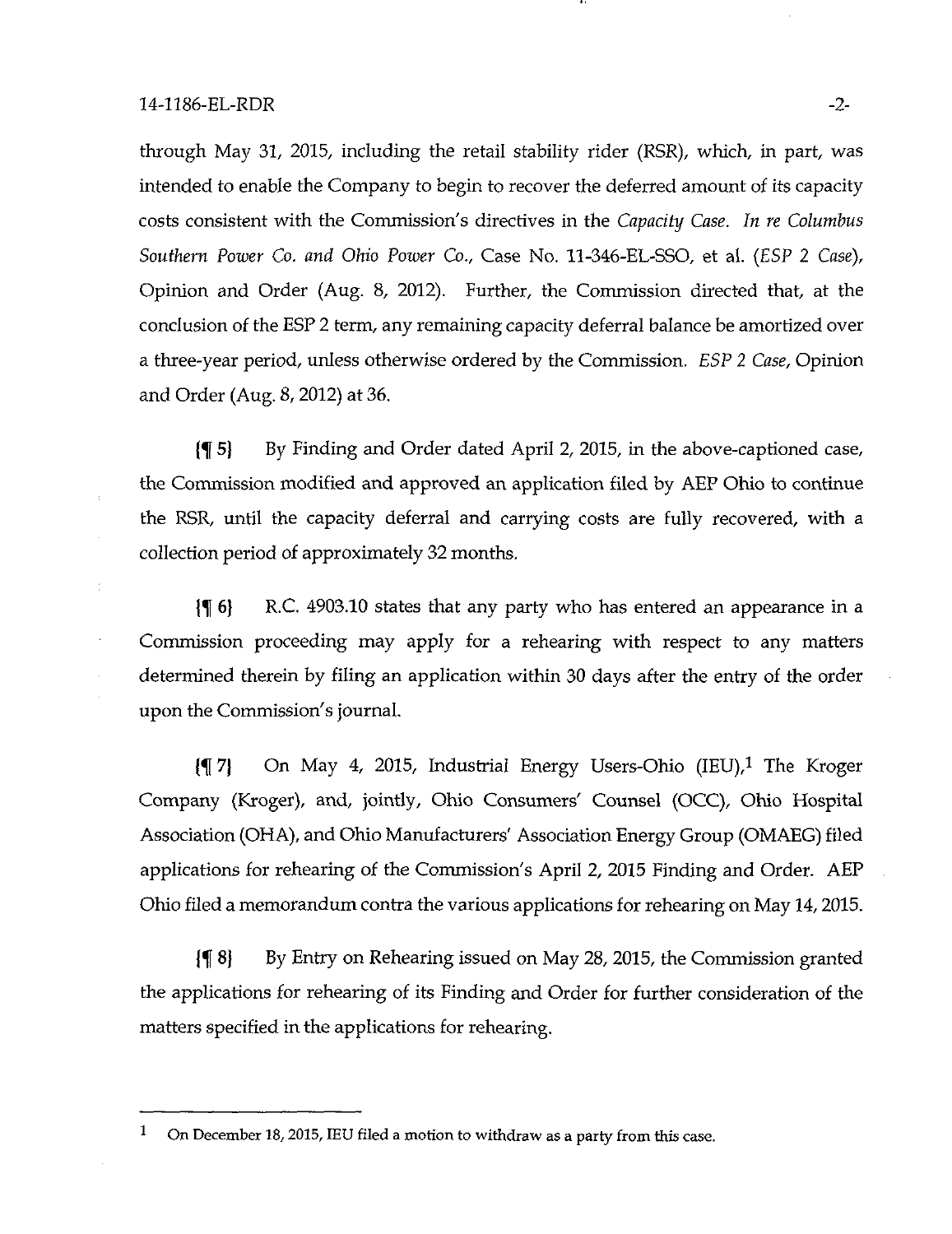through May 31, 2015, including the retail stability rider (RSR), which, in part, was intended to enable the Company to begin to recover the deferred amount of its capacity costs consistent with the Commission's directives in the *Capacity Case*. *In re Columbus Southern Power Co. and Ohio Power Co.*, Case No. 11-346-EL-SSO, et al. (*ESP 2 Case*), Opinion and Order (Aug. 8, 2012). Further, the Commission directed that, at the conclusion of the ESP 2 term, any remaining capacity deferral balance be amortized over a three-year period, unless otherwise ordered by the Commission. *ESP 2 Case*, Opinion and Order (Aug. 8, 2012) at 36.

{¶ 5} By Finding and Order dated April 2, 2015, in the above-captioned case, the Commission modified and approved an application filed by AEP Ohio to continue the RSR, until the capacity deferral and carrying costs are fully recovered, with a collection period of approximately 32 months.

{¶ 6} R.C. 4903.10 states that any party who has entered an appearance in a Commission proceeding may apply for a rehearing with respect to any matters determined therein by filing an application within 30 days after the entry of the order upon the Commission's journal.

{¶ 7} On May 4, 2015, Industrial Energy Users-Ohio (IEU),[1] The Kroger Company (Kroger), and, jointly, Ohio Consumers' Counsel (OCC), Ohio Hospital Association (OHA), and Ohio Manufacturers' Association Energy Group (OMAEG) filed applications for rehearing of the Commission's April 2, 2015 Finding and Order. AEP Ohio filed a memorandum contra the various applications for rehearing on May 14, 2015.

{¶ 8} By Entry on Rehearing issued on May 28, 2015, the Commission granted the applications for rehearing of its Finding and Order for further consideration of the matters specified in the applications for rehearing.

---

[1] On December 18, 2015, IEU filed a motion to withdraw as a party from this case.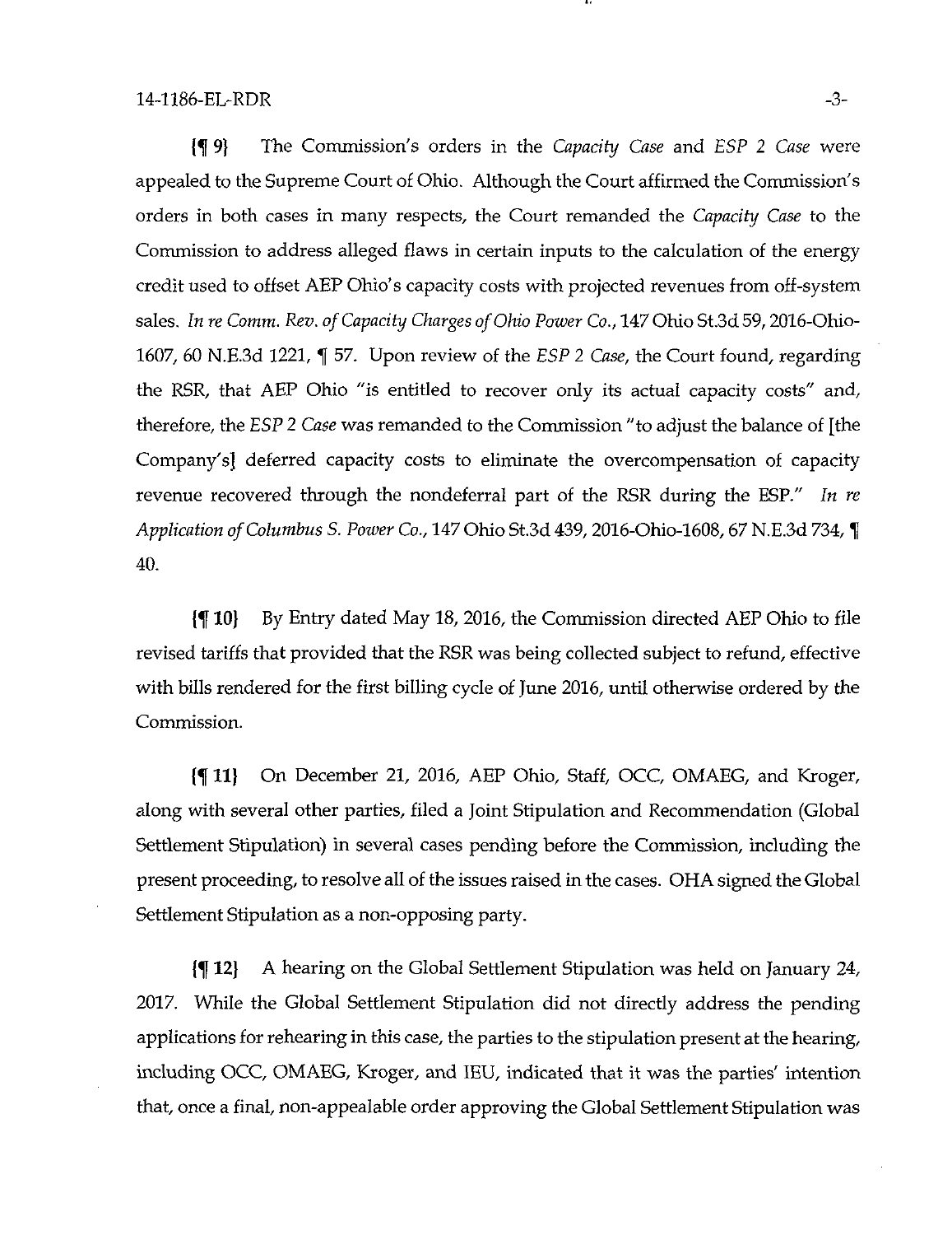{¶ 9} The Commission's orders in the *Capacity Case* and *ESP 2 Case* were appealed to the Supreme Court of Ohio. Although the Court affirmed the Commission's orders in both cases in many respects, the Court remanded the *Capacity Case* to the Commission to address alleged flaws in certain inputs to the calculation of the energy credit used to offset AEP Ohio's capacity costs with projected revenues from off-system sales. *In re Comm. Rev. of Capacity Charges of Ohio Power Co.*, 147 Ohio St.3d 59, 2016-Ohio-1607, 60 N.E.3d 1221, ¶ 57. Upon review of the *ESP 2 Case*, the Court found, regarding the RSR, that AEP Ohio "is entitled to recover only its actual capacity costs" and, therefore, the *ESP 2 Case* was remanded to the Commission "to adjust the balance of [the Company's] deferred capacity costs to eliminate the overcompensation of capacity revenue recovered through the nondeferral part of the RSR during the ESP." *In re Application of Columbus S. Power Co.*, 147 Ohio St.3d 439, 2016-Ohio-1608, 67 N.E.3d 734, ¶ 40.

{¶ 10} By Entry dated May 18, 2016, the Commission directed AEP Ohio to file revised tariffs that provided that the RSR was being collected subject to refund, effective with bills rendered for the first billing cycle of June 2016, until otherwise ordered by the Commission.

{¶ 11} On December 21, 2016, AEP Ohio, Staff, OCC, OMAEG, and Kroger, along with several other parties, filed a Joint Stipulation and Recommendation (Global Settlement Stipulation) in several cases pending before the Commission, including the present proceeding, to resolve all of the issues raised in the cases. OHA signed the Global Settlement Stipulation as a non-opposing party.

{¶ 12} A hearing on the Global Settlement Stipulation was held on January 24, 2017. While the Global Settlement Stipulation did not directly address the pending applications for rehearing in this case, the parties to the stipulation present at the hearing, including OCC, OMAEG, Kroger, and IEU, indicated that it was the parties' intention that, once a final, non-appealable order approving the Global Settlement Stipulation was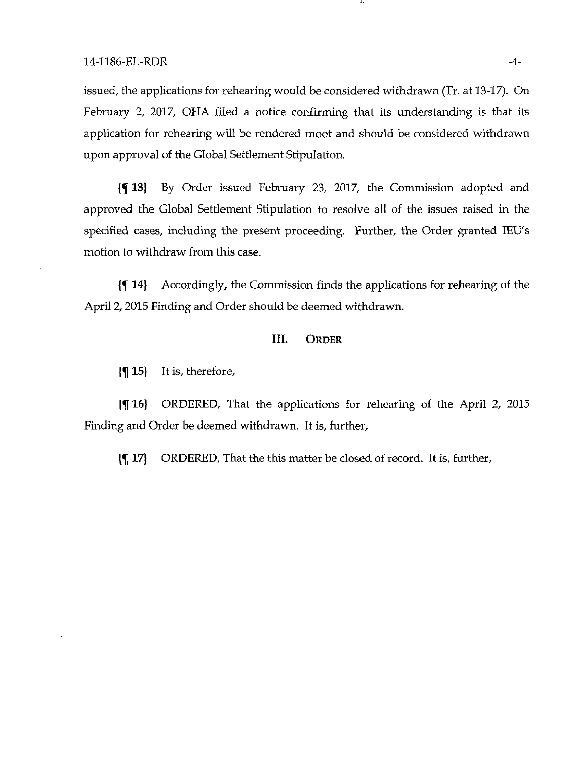issued, the applications for rehearing would be considered withdrawn (Tr. at 13-17). On February 2, 2017, OHA filed a notice confirming that its understanding is that its application for rehearing will be rendered moot and should be considered withdrawn upon approval of the Global Settlement Stipulation.

{¶ 13} By Order issued February 23, 2017, the Commission adopted and approved the Global Settlement Stipulation to resolve all of the issues raised in the specified cases, including the present proceeding. Further, the Order granted IEU's motion to withdraw from this case.

{¶ 14} Accordingly, the Commission finds the applications for rehearing of the April 2, 2015 Finding and Order should be deemed withdrawn.

## III. ORDER

{¶ 15} It is, therefore,

{¶ 16} ORDERED, That the applications for rehearing of the April 2, 2015 Finding and Order be deemed withdrawn. It is, further,

{¶ 17} ORDERED, That the this matter be closed of record. It is, further,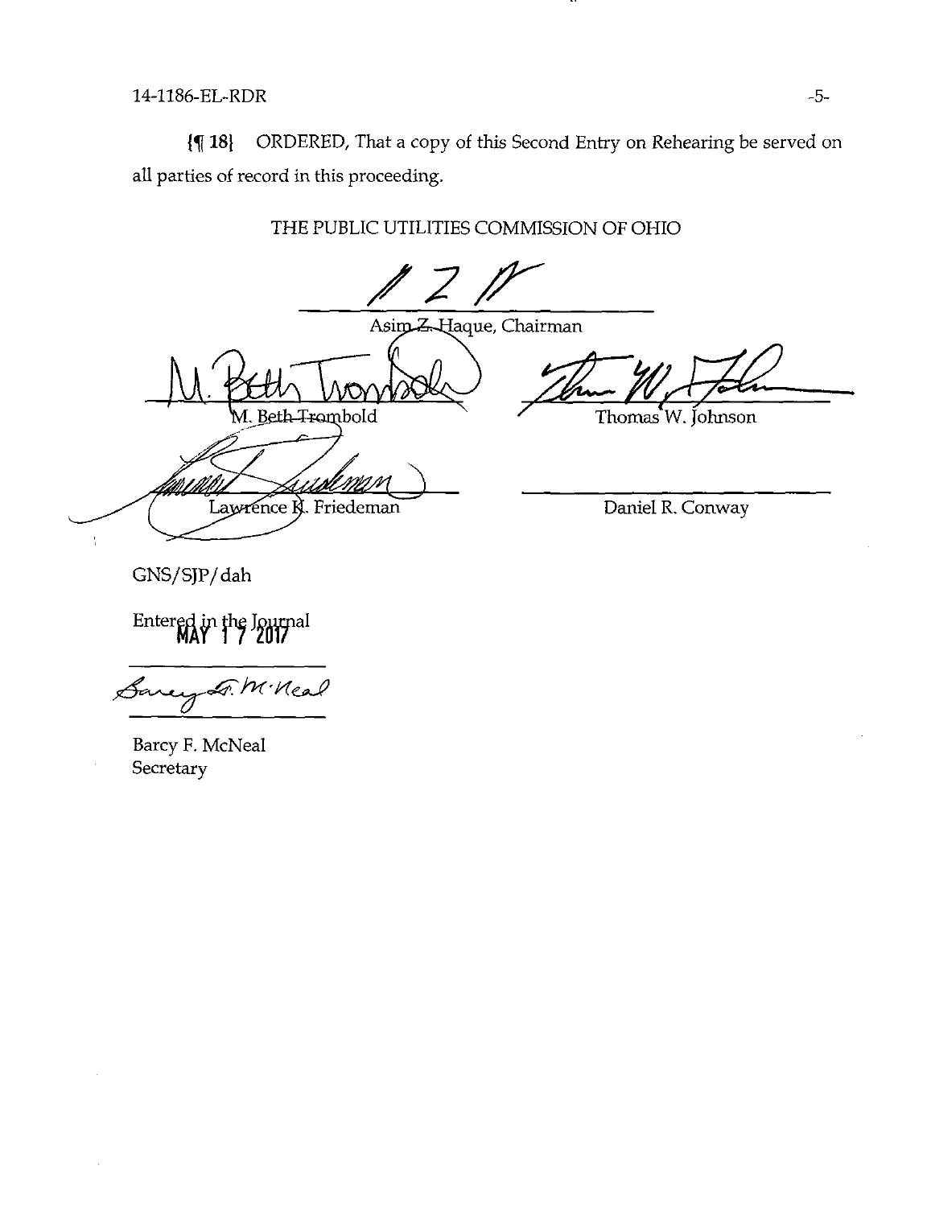{¶ 18} ORDERED, That a copy of this Second Entry on Rehearing be served on all parties of record in this proceeding.

THE PUBLIC UTILITIES COMMISSION OF OHIO

Asim Z. Haque, Chairman

M. Beth Trombold

Thomas W. Johnson

Lawrence K. Friedeman

Daniel R. Conway

GNS/SJP/dah

Entered in the Journal
MAY 1 7 2017

Barcy F. McNeal
Secretary